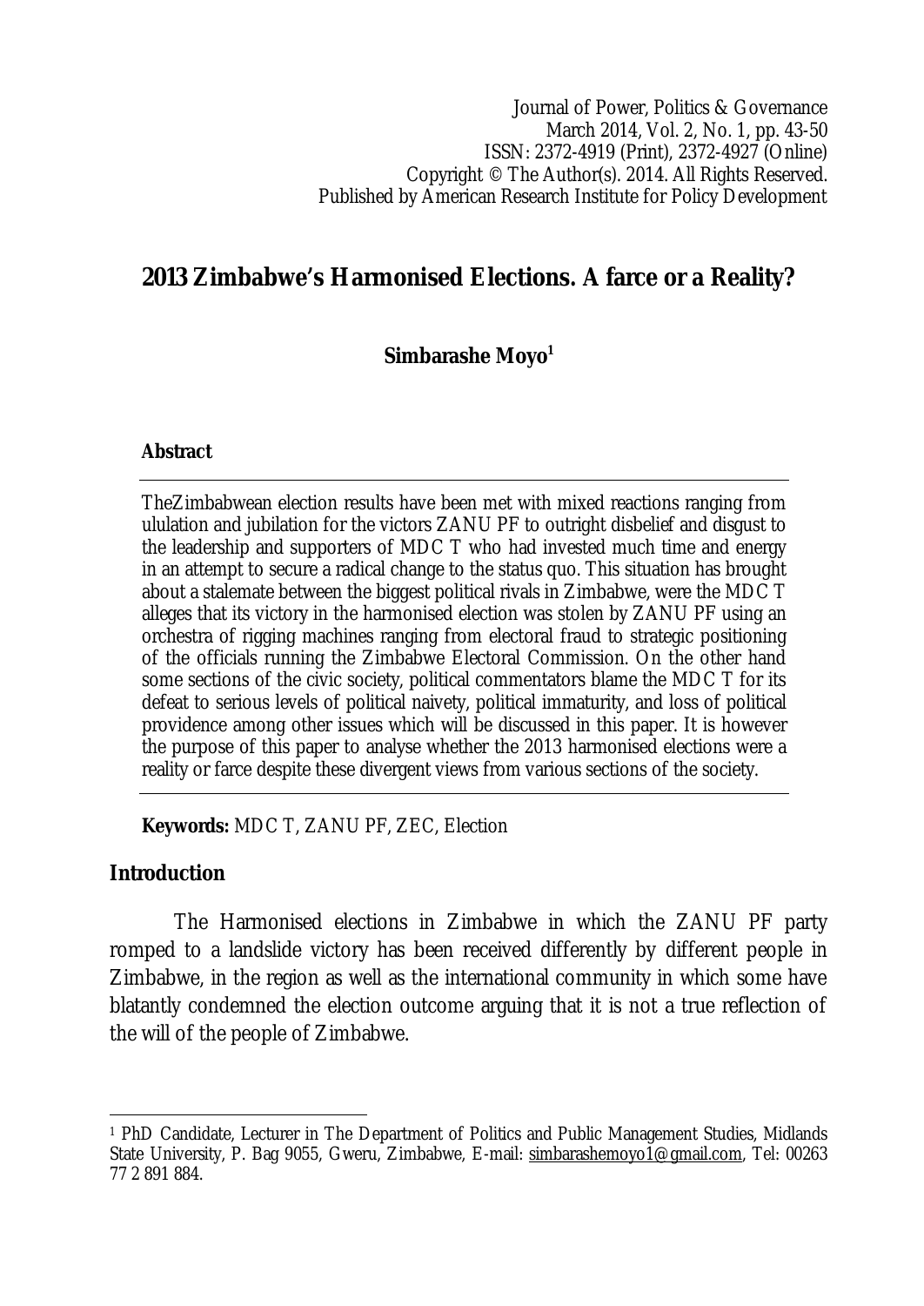# 2013 Zimbabwe's Harmonised Elections. A farce or a Reality?

**Simbarashe Moyo[1]**

### Abstract

TheZimbabwean election results have been met with mixed reactions ranging from ululation and jubilation for the victors ZANU PF to outright disbelief and disgust to the leadership and supporters of MDC T who had invested much time and energy in an attempt to secure a radical change to the status quo. This situation has brought about a stalemate between the biggest political rivals in Zimbabwe, were the MDC T alleges that its victory in the harmonised election was stolen by ZANU PF using an orchestra of rigging machines ranging from electoral fraud to strategic positioning of the officials running the Zimbabwe Electoral Commission. On the other hand some sections of the civic society, political commentators blame the MDC T for its defeat to serious levels of political naivety, political immaturity, and loss of political providence among other issues which will be discussed in this paper. It is however the purpose of this paper to analyse whether the 2013 harmonised elections were a reality or farce despite these divergent views from various sections of the society.

**Keywords:** MDC T, ZANU PF, ZEC, Election

## Introduction

The Harmonised elections in Zimbabwe in which the ZANU PF party romped to a landslide victory has been received differently by different people in Zimbabwe, in the region as well as the international community in which some have blatantly condemned the election outcome arguing that it is not a true reflection of the will of the people of Zimbabwe.

---

[1] PhD Candidate, Lecturer in The Department of Politics and Public Management Studies, Midlands State University, P. Bag 9055, Gweru, Zimbabwe, E-mail: simbarashemoyo1@gmail.com, Tel: 00263 77 2 891 884.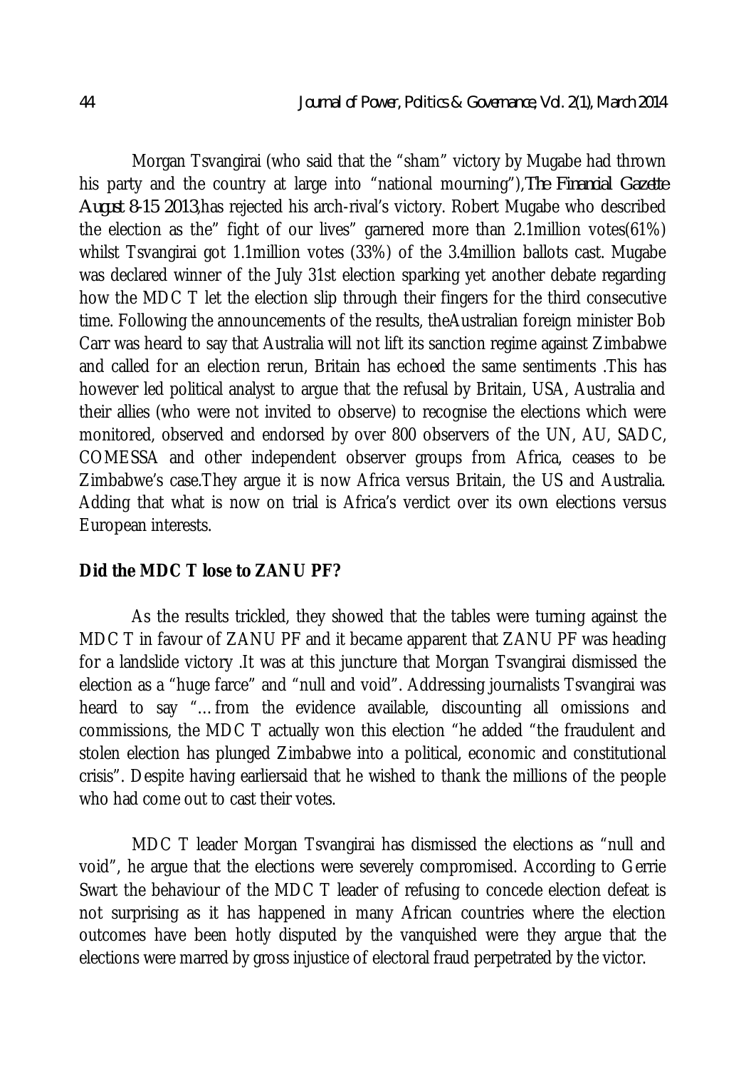Morgan Tsvangirai (who said that the "sham" victory by Mugabe had thrown his party and the country at large into "national mourning"),*The Financial Gazette August 8-15 2013*,has rejected his arch-rival's victory. Robert Mugabe who described the election as the" fight of our lives" garnered more than 2.1million votes(61%) whilst Tsvangirai got 1.1million votes (33%) of the 3.4million ballots cast. Mugabe was declared winner of the July 31st election sparking yet another debate regarding how the MDC T let the election slip through their fingers for the third consecutive time. Following the announcements of the results, theAustralian foreign minister Bob Carr was heard to say that Australia will not lift its sanction regime against Zimbabwe and called for an election rerun, Britain has echoed the same sentiments .This has however led political analyst to argue that the refusal by Britain, USA, Australia and their allies (who were not invited to observe) to recognise the elections which were monitored, observed and endorsed by over 800 observers of the UN, AU, SADC, COMESSA and other independent observer groups from Africa, ceases to be Zimbabwe's case.They argue it is now Africa versus Britain, the US and Australia. Adding that what is now on trial is Africa's verdict over its own elections versus European interests.

**Did the MDC T lose to ZANU PF?**

As the results trickled, they showed that the tables were turning against the MDC T in favour of ZANU PF and it became apparent that ZANU PF was heading for a landslide victory .It was at this juncture that Morgan Tsvangirai dismissed the election as a "huge farce" and "null and void". Addressing journalists Tsvangirai was heard to say "…from the evidence available, discounting all omissions and commissions, the MDC T actually won this election "he added "the fraudulent and stolen election has plunged Zimbabwe into a political, economic and constitutional crisis". Despite having earliersaid that he wished to thank the millions of the people who had come out to cast their votes.

MDC T leader Morgan Tsvangirai has dismissed the elections as "null and void", he argue that the elections were severely compromised. According to Gerrie Swart the behaviour of the MDC T leader of refusing to concede election defeat is not surprising as it has happened in many African countries where the election outcomes have been hotly disputed by the vanquished were they argue that the elections were marred by gross injustice of electoral fraud perpetrated by the victor.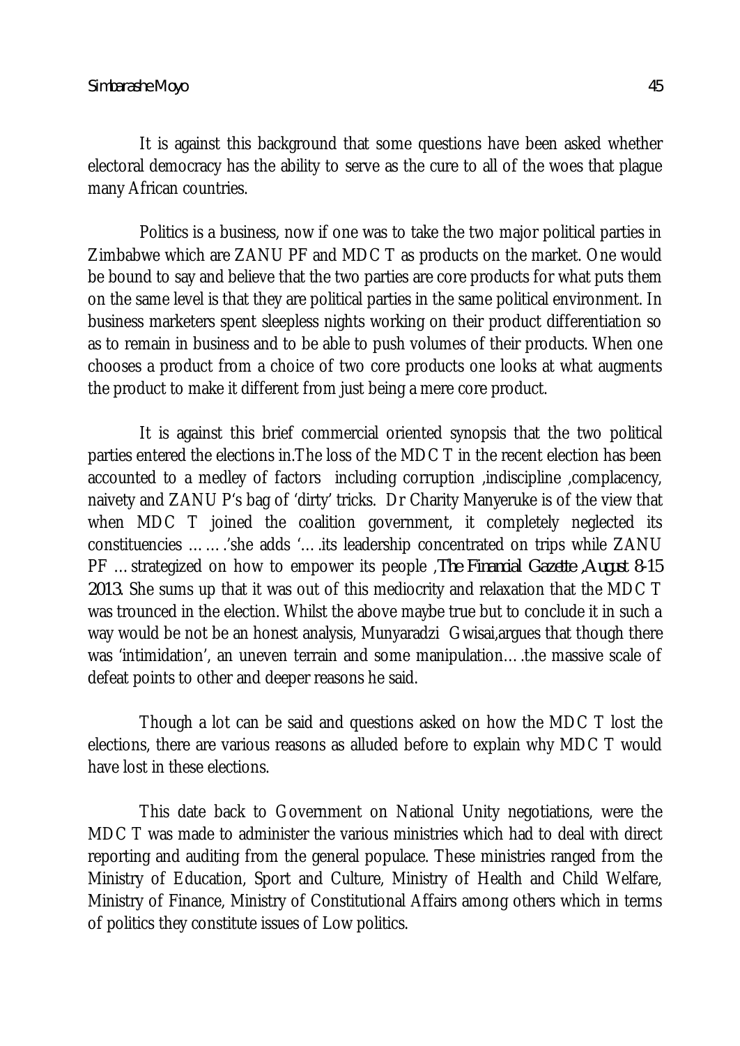It is against this background that some questions have been asked whether electoral democracy has the ability to serve as the cure to all of the woes that plague many African countries.

Politics is a business, now if one was to take the two major political parties in Zimbabwe which are ZANU PF and MDC T as products on the market. One would be bound to say and believe that the two parties are core products for what puts them on the same level is that they are political parties in the same political environment. In business marketers spent sleepless nights working on their product differentiation so as to remain in business and to be able to push volumes of their products. When one chooses a product from a choice of two core products one looks at what augments the product to make it different from just being a mere core product.

It is against this brief commercial oriented synopsis that the two political parties entered the elections in.The loss of the MDC T in the recent election has been accounted to a medley of factors including corruption ,indiscipline ,complacency, naivety and ZANU P's bag of 'dirty' tricks. Dr Charity Manyeruke is of the view that when MDC T joined the coalition government, it completely neglected its constituencies …….'she adds '….its leadership concentrated on trips while ZANU PF …strategized on how to empower its people ,*The Financial Gazette ,August 8-15 2013*. She sums up that it was out of this mediocrity and relaxation that the MDC T was trounced in the election. Whilst the above maybe true but to conclude it in such a way would be not be an honest analysis, Munyaradzi Gwisai,argues that though there was 'intimidation', an uneven terrain and some manipulation….the massive scale of defeat points to other and deeper reasons he said.

Though a lot can be said and questions asked on how the MDC T lost the elections, there are various reasons as alluded before to explain why MDC T would have lost in these elections.

This date back to Government on National Unity negotiations, were the MDC T was made to administer the various ministries which had to deal with direct reporting and auditing from the general populace. These ministries ranged from the Ministry of Education, Sport and Culture, Ministry of Health and Child Welfare, Ministry of Finance, Ministry of Constitutional Affairs among others which in terms of politics they constitute issues of Low politics.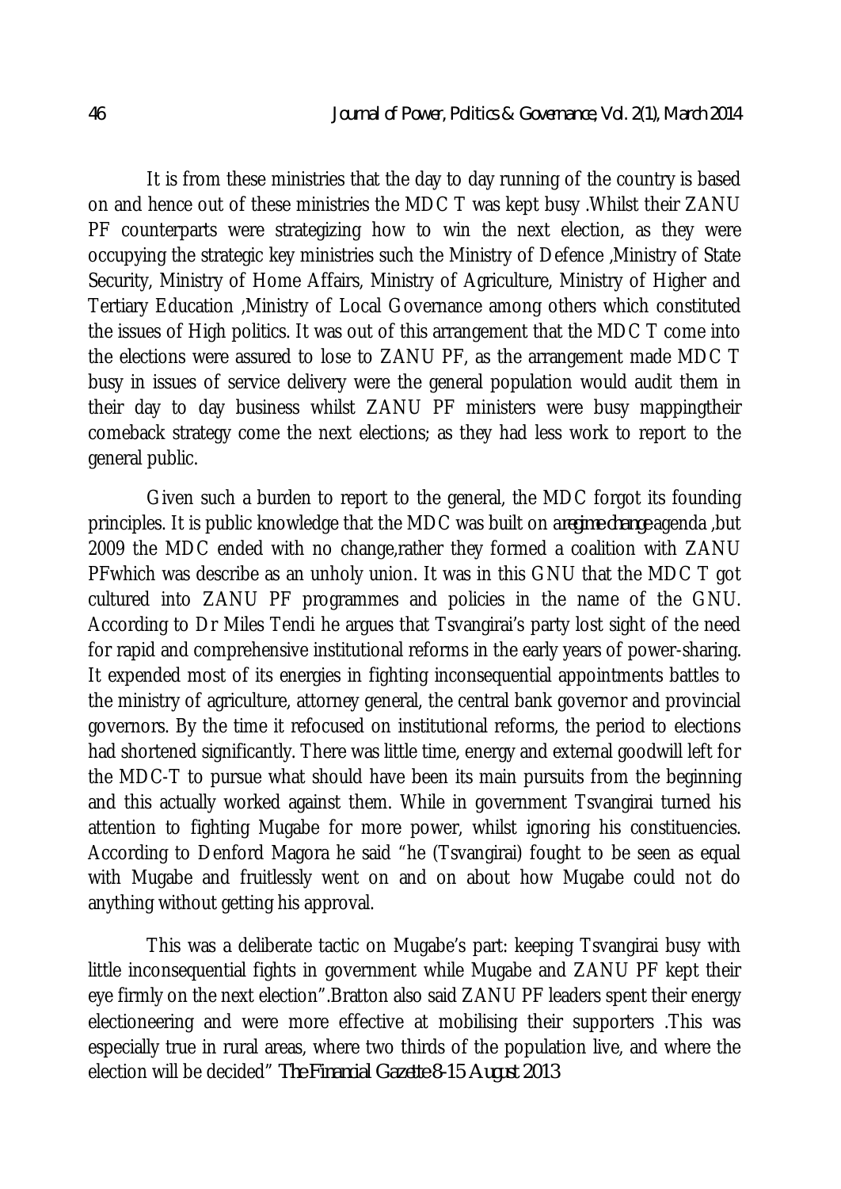It is from these ministries that the day to day running of the country is based on and hence out of these ministries the MDC T was kept busy .Whilst their ZANU PF counterparts were strategizing how to win the next election, as they were occupying the strategic key ministries such the Ministry of Defence ,Ministry of State Security, Ministry of Home Affairs, Ministry of Agriculture, Ministry of Higher and Tertiary Education ,Ministry of Local Governance among others which constituted the issues of High politics. It was out of this arrangement that the MDC T come into the elections were assured to lose to ZANU PF, as the arrangement made MDC T busy in issues of service delivery were the general population would audit them in their day to day business whilst ZANU PF ministers were busy mappingtheir comeback strategy come the next elections; as they had less work to report to the general public.

Given such a burden to report to the general, the MDC forgot its founding principles. It is public knowledge that the MDC was built on a*regime change*agenda ,but 2009 the MDC ended with no change,rather they formed a coalition with ZANU PFwhich was describe as an unholy union. It was in this GNU that the MDC T got cultured into ZANU PF programmes and policies in the name of the GNU. According to Dr Miles Tendi he argues that Tsvangirai's party lost sight of the need for rapid and comprehensive institutional reforms in the early years of power-sharing. It expended most of its energies in fighting inconsequential appointments battles to the ministry of agriculture, attorney general, the central bank governor and provincial governors. By the time it refocused on institutional reforms, the period to elections had shortened significantly. There was little time, energy and external goodwill left for the MDC-T to pursue what should have been its main pursuits from the beginning and this actually worked against them. While in government Tsvangirai turned his attention to fighting Mugabe for more power, whilst ignoring his constituencies. According to Denford Magora he said "he (Tsvangirai) fought to be seen as equal with Mugabe and fruitlessly went on and on about how Mugabe could not do anything without getting his approval.

This was a deliberate tactic on Mugabe's part: keeping Tsvangirai busy with little inconsequential fights in government while Mugabe and ZANU PF kept their eye firmly on the next election".Bratton also said ZANU PF leaders spent their energy electioneering and were more effective at mobilising their supporters .This was especially true in rural areas, where two thirds of the population live, and where the election will be decided" *The Financial Gazette 8-15 August 2013*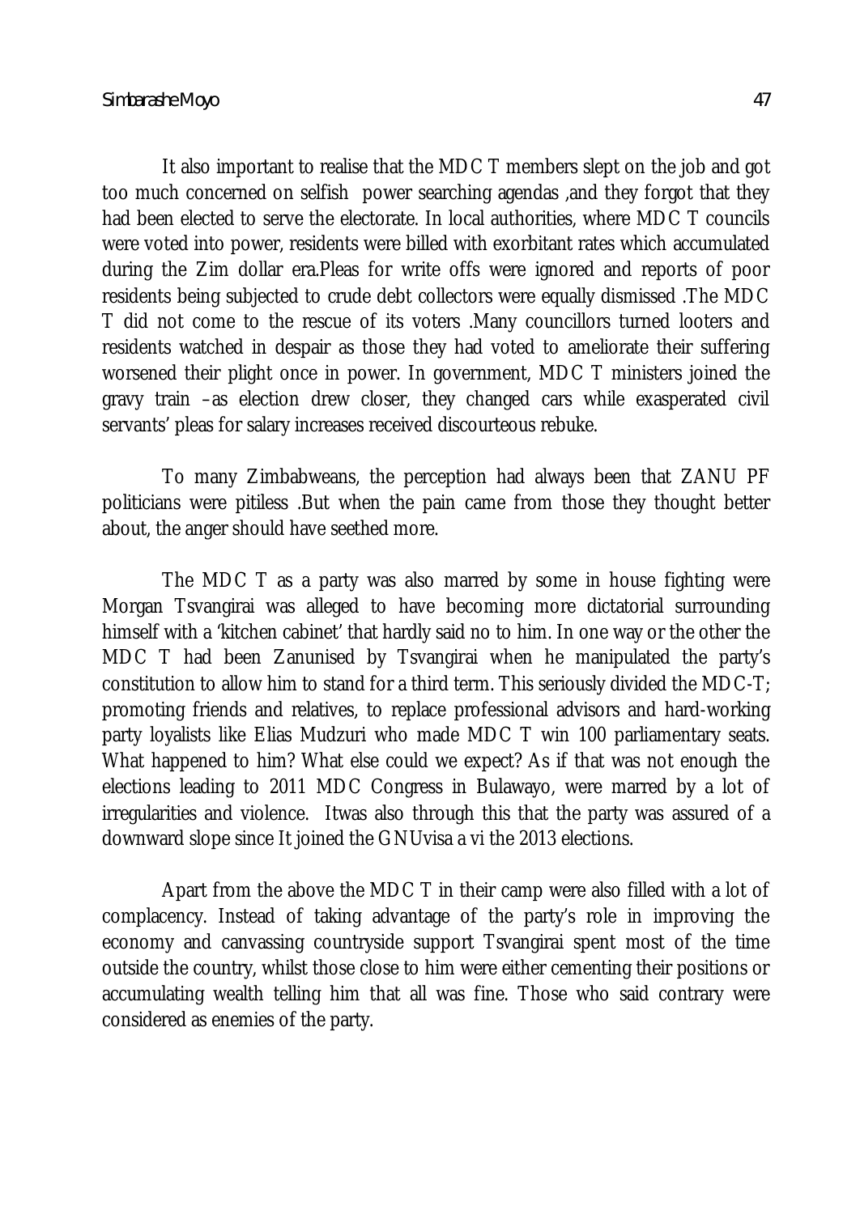It also important to realise that the MDC T members slept on the job and got too much concerned on selfish power searching agendas ,and they forgot that they had been elected to serve the electorate. In local authorities, where MDC T councils were voted into power, residents were billed with exorbitant rates which accumulated during the Zim dollar era.Pleas for write offs were ignored and reports of poor residents being subjected to crude debt collectors were equally dismissed .The MDC T did not come to the rescue of its voters .Many councillors turned looters and residents watched in despair as those they had voted to ameliorate their suffering worsened their plight once in power. In government, MDC T ministers joined the gravy train –as election drew closer, they changed cars while exasperated civil servants' pleas for salary increases received discourteous rebuke.

To many Zimbabweans, the perception had always been that ZANU PF politicians were pitiless .But when the pain came from those they thought better about, the anger should have seethed more.

The MDC T as a party was also marred by some in house fighting were Morgan Tsvangirai was alleged to have becoming more dictatorial surrounding himself with a 'kitchen cabinet' that hardly said no to him. In one way or the other the MDC T had been Zanunised by Tsvangirai when he manipulated the party's constitution to allow him to stand for a third term. This seriously divided the MDC-T; promoting friends and relatives, to replace professional advisors and hard-working party loyalists like Elias Mudzuri who made MDC T win 100 parliamentary seats. What happened to him? What else could we expect? As if that was not enough the elections leading to 2011 MDC Congress in Bulawayo, were marred by a lot of irregularities and violence. Itwas also through this that the party was assured of a downward slope since It joined the GNUvisa a vi the 2013 elections.

Apart from the above the MDC T in their camp were also filled with a lot of complacency. Instead of taking advantage of the party's role in improving the economy and canvassing countryside support Tsvangirai spent most of the time outside the country, whilst those close to him were either cementing their positions or accumulating wealth telling him that all was fine. Those who said contrary were considered as enemies of the party.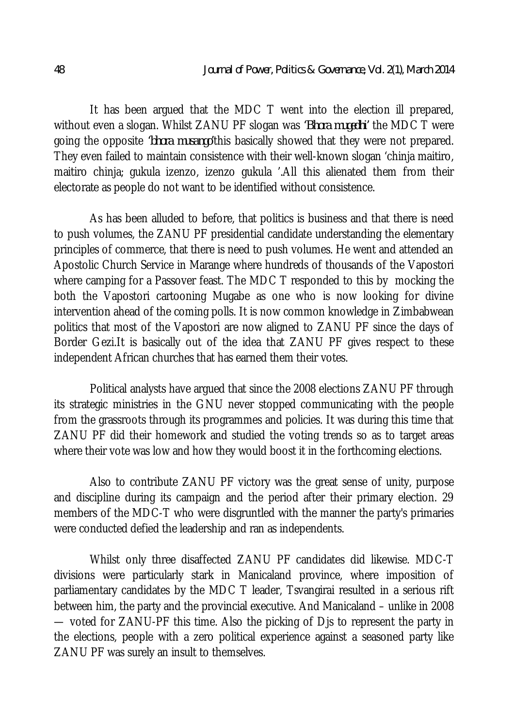It has been argued that the MDC T went into the election ill prepared, without even a slogan. Whilst ZANU PF slogan was *'Bhora mugedhi'* the MDC T were going the opposite *'bhora musango'*this basically showed that they were not prepared. They even failed to maintain consistence with their well-known slogan 'chinja maitiro, maitiro chinja; gukula izenzo, izenzo gukula '.All this alienated them from their electorate as people do not want to be identified without consistence.

As has been alluded to before, that politics is business and that there is need to push volumes, the ZANU PF presidential candidate understanding the elementary principles of commerce, that there is need to push volumes. He went and attended an Apostolic Church Service in Marange where hundreds of thousands of the Vapostori where camping for a Passover feast. The MDC T responded to this by mocking the both the Vapostori cartooning Mugabe as one who is now looking for divine intervention ahead of the coming polls. It is now common knowledge in Zimbabwean politics that most of the Vapostori are now aligned to ZANU PF since the days of Border Gezi.It is basically out of the idea that ZANU PF gives respect to these independent African churches that has earned them their votes.

Political analysts have argued that since the 2008 elections ZANU PF through its strategic ministries in the GNU never stopped communicating with the people from the grassroots through its programmes and policies. It was during this time that ZANU PF did their homework and studied the voting trends so as to target areas where their vote was low and how they would boost it in the forthcoming elections.

Also to contribute ZANU PF victory was the great sense of unity, purpose and discipline during its campaign and the period after their primary election. 29 members of the MDC-T who were disgruntled with the manner the party's primaries were conducted defied the leadership and ran as independents.

Whilst only three disaffected ZANU PF candidates did likewise. MDC-T divisions were particularly stark in Manicaland province, where imposition of parliamentary candidates by the MDC T leader, Tsvangirai resulted in a serious rift between him, the party and the provincial executive. And Manicaland – unlike in 2008 — voted for ZANU-PF this time. Also the picking of Djs to represent the party in the elections, people with a zero political experience against a seasoned party like ZANU PF was surely an insult to themselves.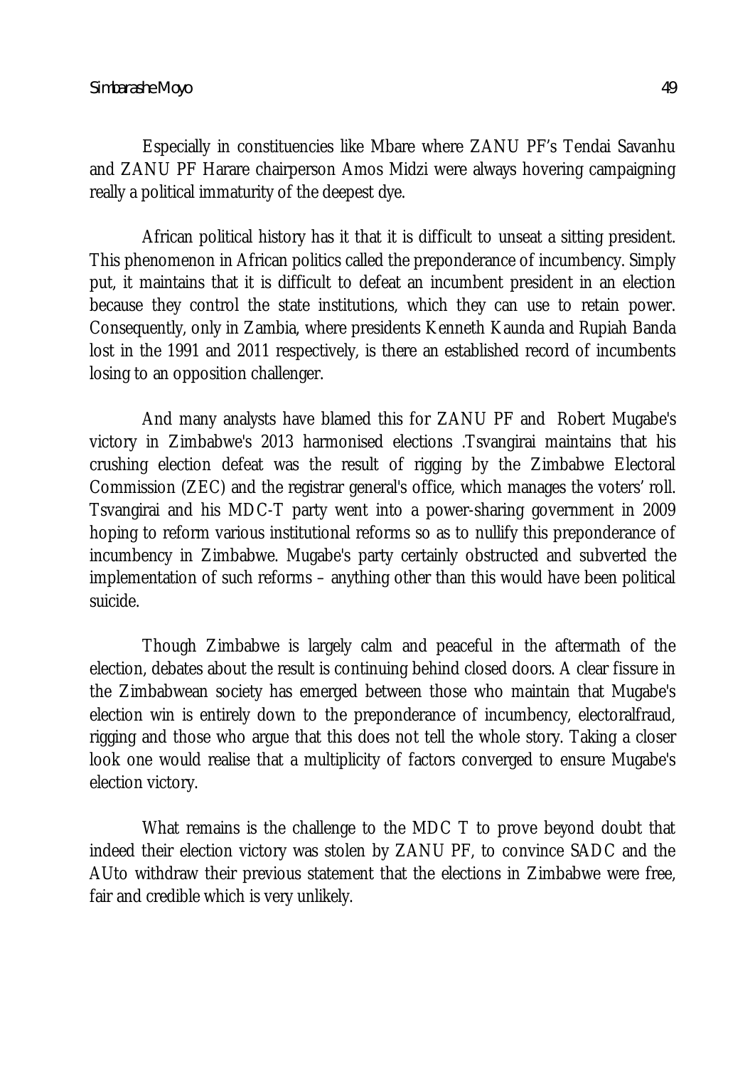Especially in constituencies like Mbare where ZANU PF's Tendai Savanhu and ZANU PF Harare chairperson Amos Midzi were always hovering campaigning really a political immaturity of the deepest dye.

African political history has it that it is difficult to unseat a sitting president. This phenomenon in African politics called the preponderance of incumbency. Simply put, it maintains that it is difficult to defeat an incumbent president in an election because they control the state institutions, which they can use to retain power. Consequently, only in Zambia, where presidents Kenneth Kaunda and Rupiah Banda lost in the 1991 and 2011 respectively, is there an established record of incumbents losing to an opposition challenger.

And many analysts have blamed this for ZANU PF and Robert Mugabe's victory in Zimbabwe's 2013 harmonised elections .Tsvangirai maintains that his crushing election defeat was the result of rigging by the Zimbabwe Electoral Commission (ZEC) and the registrar general's office, which manages the voters' roll. Tsvangirai and his MDC-T party went into a power-sharing government in 2009 hoping to reform various institutional reforms so as to nullify this preponderance of incumbency in Zimbabwe. Mugabe's party certainly obstructed and subverted the implementation of such reforms – anything other than this would have been political suicide.

Though Zimbabwe is largely calm and peaceful in the aftermath of the election, debates about the result is continuing behind closed doors. A clear fissure in the Zimbabwean society has emerged between those who maintain that Mugabe's election win is entirely down to the preponderance of incumbency, electoralfraud, rigging and those who argue that this does not tell the whole story. Taking a closer look one would realise that a multiplicity of factors converged to ensure Mugabe's election victory.

What remains is the challenge to the MDC T to prove beyond doubt that indeed their election victory was stolen by ZANU PF, to convince SADC and the AUto withdraw their previous statement that the elections in Zimbabwe were free, fair and credible which is very unlikely.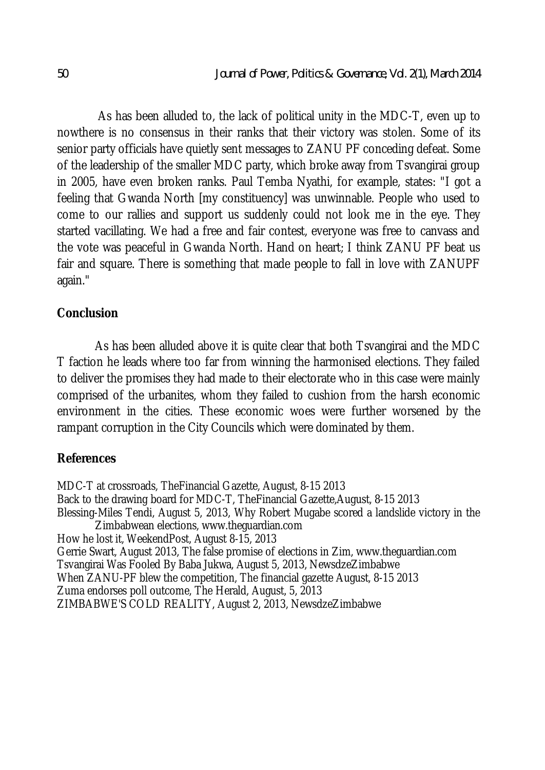As has been alluded to, the lack of political unity in the MDC-T, even up to nowthere is no consensus in their ranks that their victory was stolen. Some of its senior party officials have quietly sent messages to ZANU PF conceding defeat. Some of the leadership of the smaller MDC party, which broke away from Tsvangirai group in 2005, have even broken ranks. Paul Temba Nyathi, for example, states: "I got a feeling that Gwanda North [my constituency] was unwinnable. People who used to come to our rallies and support us suddenly could not look me in the eye. They started vacillating. We had a free and fair contest, everyone was free to canvass and the vote was peaceful in Gwanda North. Hand on heart; I think ZANU PF beat us fair and square. There is something that made people to fall in love with ZANUPF again."

## Conclusion

As has been alluded above it is quite clear that both Tsvangirai and the MDC T faction he leads where too far from winning the harmonised elections. They failed to deliver the promises they had made to their electorate who in this case were mainly comprised of the urbanites, whom they failed to cushion from the harsh economic environment in the cities. These economic woes were further worsened by the rampant corruption in the City Councils which were dominated by them.

## References

MDC-T at crossroads, TheFinancial Gazette, August, 8-15 2013

Back to the drawing board for MDC-T, TheFinancial Gazette,August, 8-15 2013

Blessing-Miles Tendi, August 5, 2013, Why Robert Mugabe scored a landslide victory in the Zimbabwean elections, www.theguardian.com

How he lost it, WeekendPost, August 8-15, 2013

Gerrie Swart, August 2013, The false promise of elections in Zim, www.theguardian.com

Tsvangirai Was Fooled By Baba Jukwa, August 5, 2013, NewsdzeZimbabwe

When ZANU-PF blew the competition, The financial gazette August, 8-15 2013

Zuma endorses poll outcome, The Herald, August, 5, 2013

ZIMBABWE'S COLD REALITY, August 2, 2013, NewsdzeZimbabwe